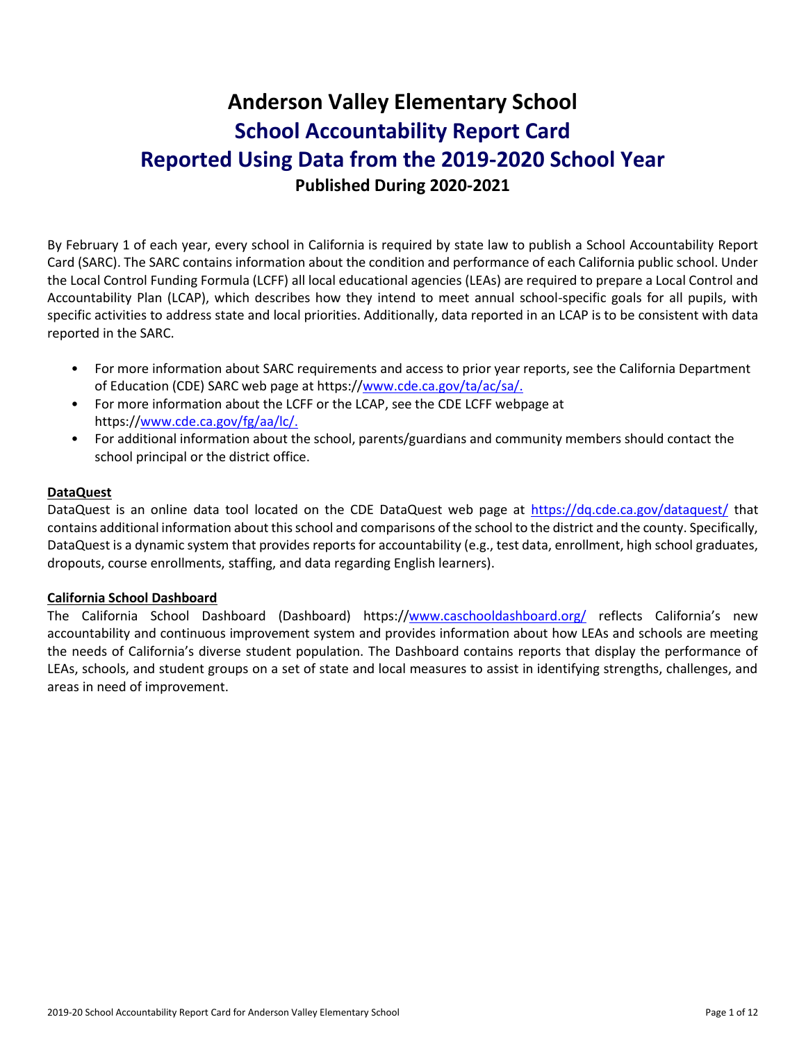# Anderson Valley Elementary School

## School Accountability Report Card

## Reported Using Data from the 2019-2020 School Year

### Published During 2020-2021

By February 1 of each year, every school in California is required by state law to publish a School Accountability Report Card (SARC). The SARC contains information about the condition and performance of each California public school. Under the Local Control Funding Formula (LCFF) all local educational agencies (LEAs) are required to prepare a Local Control and Accountability Plan (LCAP), which describes how they intend to meet annual school-specific goals for all pupils, with specific activities to address state and local priorities. Additionally, data reported in an LCAP is to be consistent with data reported in the SARC.

- For more information about SARC requirements and access to prior year reports, see the California Department of Education (CDE) SARC web page at https://www.cde.ca.gov/ta/ac/sa/.
- For more information about the LCFF or the LCAP, see the CDE LCFF webpage at https://www.cde.ca.gov/fg/aa/lc/.
- For additional information about the school, parents/guardians and community members should contact the school principal or the district office.

**DataQuest**

DataQuest is an online data tool located on the CDE DataQuest web page at https://dq.cde.ca.gov/dataquest/ that contains additional information about this school and comparisons of the school to the district and the county. Specifically, DataQuest is a dynamic system that provides reports for accountability (e.g., test data, enrollment, high school graduates, dropouts, course enrollments, staffing, and data regarding English learners).

**California School Dashboard**

The California School Dashboard (Dashboard) https://www.caschooldashboard.org/ reflects California's new accountability and continuous improvement system and provides information about how LEAs and schools are meeting the needs of California's diverse student population. The Dashboard contains reports that display the performance of LEAs, schools, and student groups on a set of state and local measures to assist in identifying strengths, challenges, and areas in need of improvement.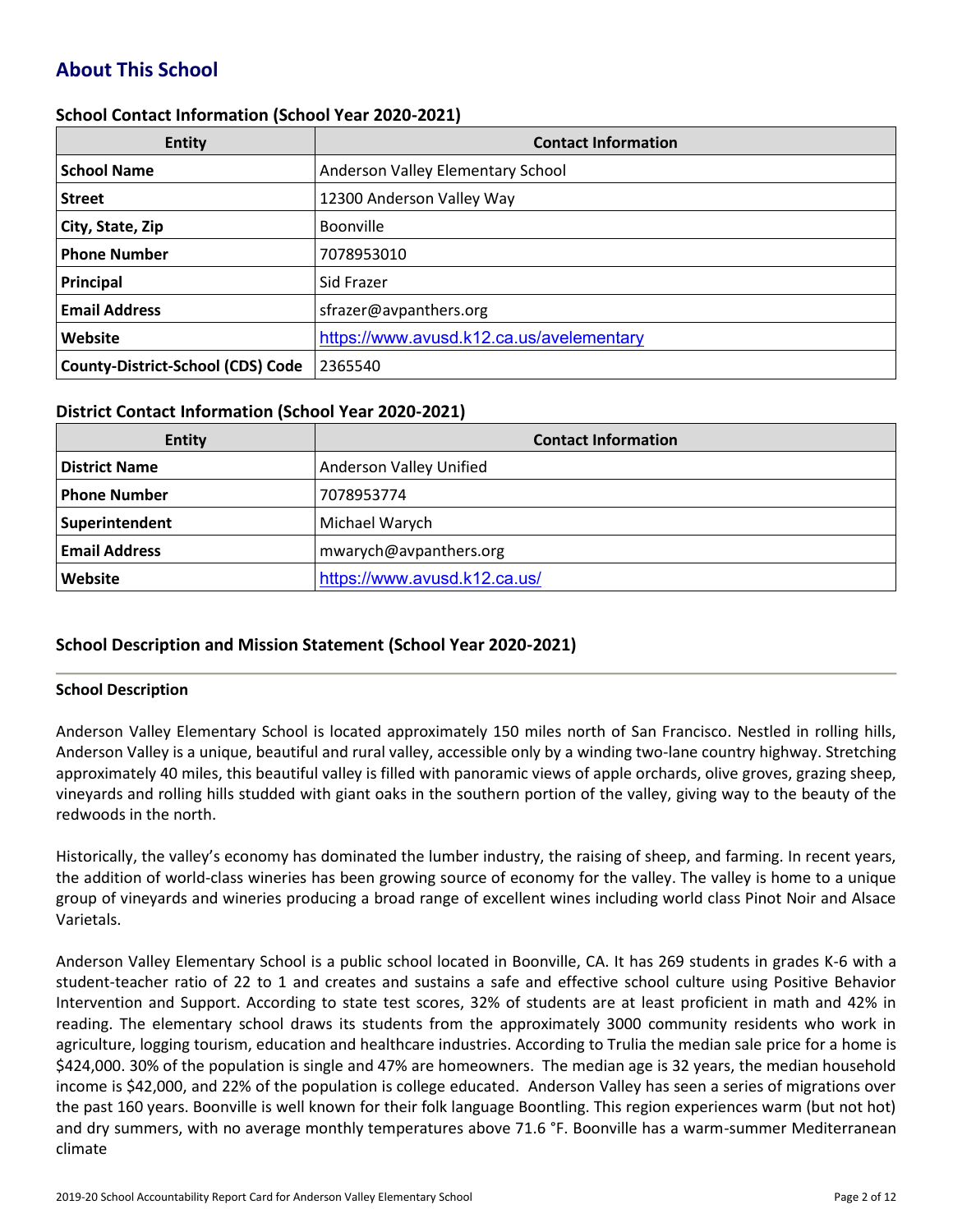# About This School

## School Contact Information (School Year 2020-2021)

| Entity | Contact Information |
|---|---|
| **School Name** | Anderson Valley Elementary School |
| **Street** | 12300 Anderson Valley Way |
| **City, State, Zip** | Boonville |
| **Phone Number** | 7078953010 |
| **Principal** | Sid Frazer |
| **Email Address** | sfrazer@avpanthers.org |
| **Website** | https://www.avusd.k12.ca.us/avelementary |
| **County-District-School (CDS) Code** | 2365540 |

## District Contact Information (School Year 2020-2021)

| Entity | Contact Information |
|---|---|
| **District Name** | Anderson Valley Unified |
| **Phone Number** | 7078953774 |
| **Superintendent** | Michael Warych |
| **Email Address** | mwarych@avpanthers.org |
| **Website** | https://www.avusd.k12.ca.us/ |

## School Description and Mission Statement (School Year 2020-2021)

### School Description

Anderson Valley Elementary School is located approximately 150 miles north of San Francisco. Nestled in rolling hills, Anderson Valley is a unique, beautiful and rural valley, accessible only by a winding two-lane country highway. Stretching approximately 40 miles, this beautiful valley is filled with panoramic views of apple orchards, olive groves, grazing sheep, vineyards and rolling hills studded with giant oaks in the southern portion of the valley, giving way to the beauty of the redwoods in the north.

Historically, the valley's economy has dominated the lumber industry, the raising of sheep, and farming. In recent years, the addition of world-class wineries has been growing source of economy for the valley. The valley is home to a unique group of vineyards and wineries producing a broad range of excellent wines including world class Pinot Noir and Alsace Varietals.

Anderson Valley Elementary School is a public school located in Boonville, CA. It has 269 students in grades K-6 with a student-teacher ratio of 22 to 1 and creates and sustains a safe and effective school culture using Positive Behavior Intervention and Support. According to state test scores, 32% of students are at least proficient in math and 42% in reading. The elementary school draws its students from the approximately 3000 community residents who work in agriculture, logging tourism, education and healthcare industries. According to Trulia the median sale price for a home is $424,000. 30% of the population is single and 47% are homeowners. The median age is 32 years, the median household income is $42,000, and 22% of the population is college educated. Anderson Valley has seen a series of migrations over the past 160 years. Boonville is well known for their folk language Boontling. This region experiences warm (but not hot) and dry summers, with no average monthly temperatures above 71.6 °F. Boonville has a warm-summer Mediterranean climate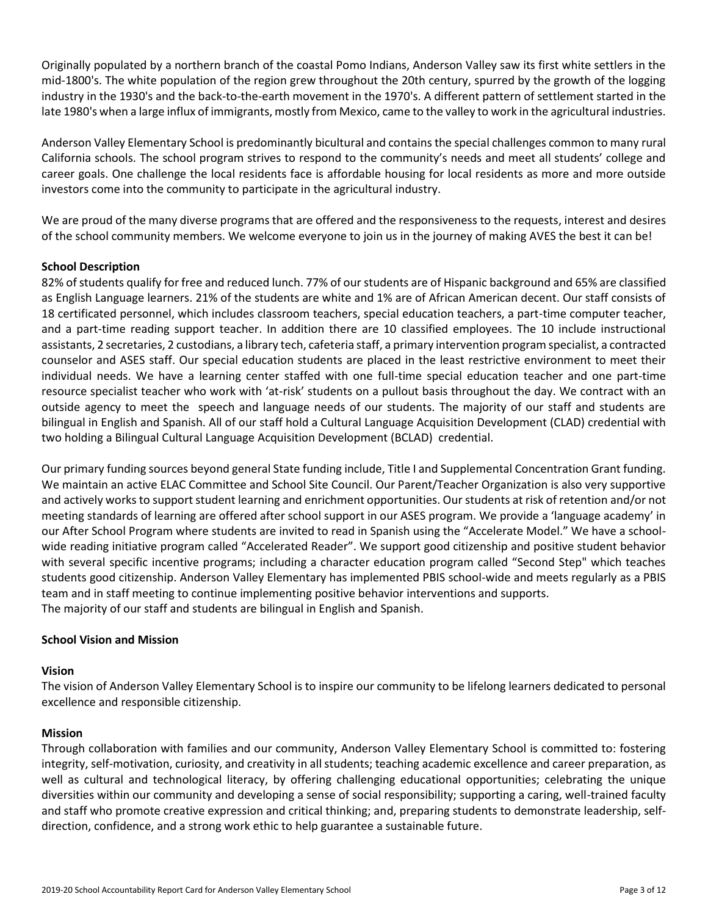Originally populated by a northern branch of the coastal Pomo Indians, Anderson Valley saw its first white settlers in the mid-1800's. The white population of the region grew throughout the 20th century, spurred by the growth of the logging industry in the 1930's and the back-to-the-earth movement in the 1970's. A different pattern of settlement started in the late 1980's when a large influx of immigrants, mostly from Mexico, came to the valley to work in the agricultural industries.

Anderson Valley Elementary School is predominantly bicultural and contains the special challenges common to many rural California schools. The school program strives to respond to the community's needs and meet all students' college and career goals. One challenge the local residents face is affordable housing for local residents as more and more outside investors come into the community to participate in the agricultural industry.

We are proud of the many diverse programs that are offered and the responsiveness to the requests, interest and desires of the school community members. We welcome everyone to join us in the journey of making AVES the best it can be!

**School Description**

82% of students qualify for free and reduced lunch. 77% of our students are of Hispanic background and 65% are classified as English Language learners. 21% of the students are white and 1% are of African American decent. Our staff consists of 18 certificated personnel, which includes classroom teachers, special education teachers, a part-time computer teacher, and a part-time reading support teacher. In addition there are 10 classified employees. The 10 include instructional assistants, 2 secretaries, 2 custodians, a library tech, cafeteria staff, a primary intervention program specialist, a contracted counselor and ASES staff. Our special education students are placed in the least restrictive environment to meet their individual needs. We have a learning center staffed with one full-time special education teacher and one part-time resource specialist teacher who work with 'at-risk' students on a pullout basis throughout the day. We contract with an outside agency to meet the speech and language needs of our students. The majority of our staff and students are bilingual in English and Spanish. All of our staff hold a Cultural Language Acquisition Development (CLAD) credential with two holding a Bilingual Cultural Language Acquisition Development (BCLAD) credential.

Our primary funding sources beyond general State funding include, Title I and Supplemental Concentration Grant funding. We maintain an active ELAC Committee and School Site Council. Our Parent/Teacher Organization is also very supportive and actively works to support student learning and enrichment opportunities. Our students at risk of retention and/or not meeting standards of learning are offered after school support in our ASES program. We provide a 'language academy' in our After School Program where students are invited to read in Spanish using the "Accelerate Model." We have a school-wide reading initiative program called "Accelerated Reader". We support good citizenship and positive student behavior with several specific incentive programs; including a character education program called "Second Step" which teaches students good citizenship. Anderson Valley Elementary has implemented PBIS school-wide and meets regularly as a PBIS team and in staff meeting to continue implementing positive behavior interventions and supports.
The majority of our staff and students are bilingual in English and Spanish.

**School Vision and Mission**

**Vision**

The vision of Anderson Valley Elementary School is to inspire our community to be lifelong learners dedicated to personal excellence and responsible citizenship.

**Mission**

Through collaboration with families and our community, Anderson Valley Elementary School is committed to: fostering integrity, self-motivation, curiosity, and creativity in all students; teaching academic excellence and career preparation, as well as cultural and technological literacy, by offering challenging educational opportunities; celebrating the unique diversities within our community and developing a sense of social responsibility; supporting a caring, well-trained faculty and staff who promote creative expression and critical thinking; and, preparing students to demonstrate leadership, self-direction, confidence, and a strong work ethic to help guarantee a sustainable future.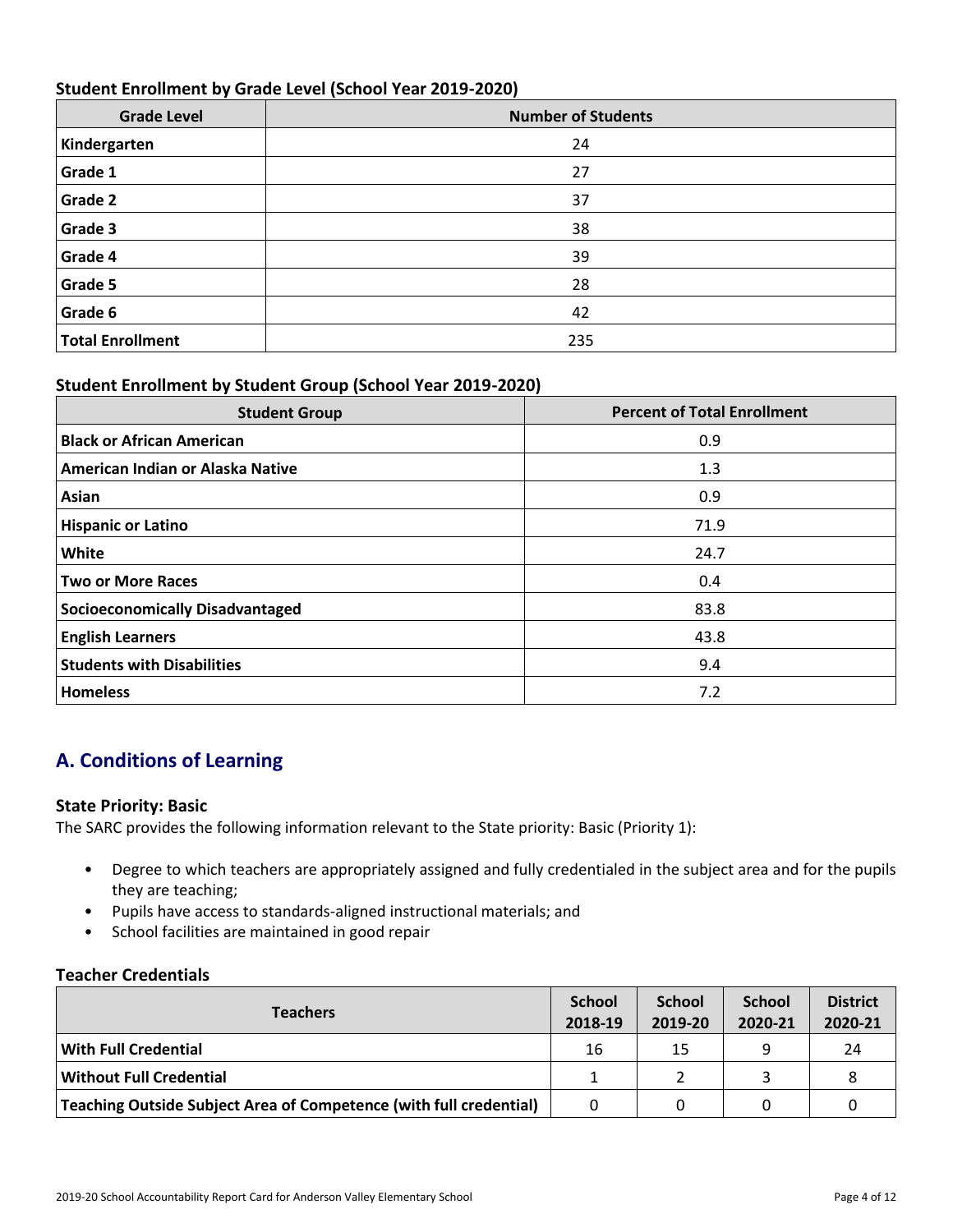### Student Enrollment by Grade Level (School Year 2019-2020)

| Grade Level | Number of Students |
| --- | --- |
| **Kindergarten** | 24 |
| **Grade 1** | 27 |
| **Grade 2** | 37 |
| **Grade 3** | 38 |
| **Grade 4** | 39 |
| **Grade 5** | 28 |
| **Grade 6** | 42 |
| **Total Enrollment** | 235 |

### Student Enrollment by Student Group (School Year 2019-2020)

| Student Group | Percent of Total Enrollment |
| --- | --- |
| **Black or African American** | 0.9 |
| **American Indian or Alaska Native** | 1.3 |
| **Asian** | 0.9 |
| **Hispanic or Latino** | 71.9 |
| **White** | 24.7 |
| **Two or More Races** | 0.4 |
| **Socioeconomically Disadvantaged** | 83.8 |
| **English Learners** | 43.8 |
| **Students with Disabilities** | 9.4 |
| **Homeless** | 7.2 |

## A. Conditions of Learning

### State Priority: Basic

The SARC provides the following information relevant to the State priority: Basic (Priority 1):

- Degree to which teachers are appropriately assigned and fully credentialed in the subject area and for the pupils they are teaching;
- Pupils have access to standards-aligned instructional materials; and
- School facilities are maintained in good repair

### Teacher Credentials

| Teachers | School 2018-19 | School 2019-20 | School 2020-21 | District 2020-21 |
| --- | --- | --- | --- | --- |
| **With Full Credential** | 16 | 15 | 9 | 24 |
| **Without Full Credential** | 1 | 2 | 3 | 8 |
| **Teaching Outside Subject Area of Competence (with full credential)** | 0 | 0 | 0 | 0 |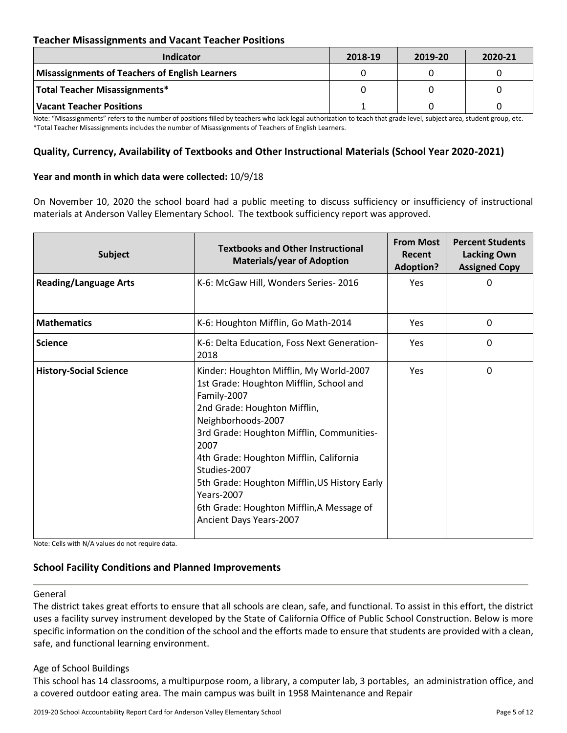## Teacher Misassignments and Vacant Teacher Positions

| Indicator | 2018-19 | 2019-20 | 2020-21 |
|---|---|---|---|
| **Misassignments of Teachers of English Learners** | 0 | 0 | 0 |
| **Total Teacher Misassignments*** | 0 | 0 | 0 |
| **Vacant Teacher Positions** | 1 | 0 | 0 |

Note: "Misassignments" refers to the number of positions filled by teachers who lack legal authorization to teach that grade level, subject area, student group, etc.
*Total Teacher Misassignments includes the number of Misassignments of Teachers of English Learners.

## Quality, Currency, Availability of Textbooks and Other Instructional Materials (School Year 2020-2021)

**Year and month in which data were collected:** 10/9/18

On November 10, 2020 the school board had a public meeting to discuss sufficiency or insufficiency of instructional materials at Anderson Valley Elementary School. The textbook sufficiency report was approved.

| Subject | Textbooks and Other Instructional Materials/year of Adoption | From Most Recent Adoption? | Percent Students Lacking Own Assigned Copy |
|---|---|---|---|
| **Reading/Language Arts** | K-6: McGaw Hill, Wonders Series- 2016 | Yes | 0 |
| **Mathematics** | K-6: Houghton Mifflin, Go Math-2014 | Yes | 0 |
| **Science** | K-6: Delta Education, Foss Next Generation-2018 | Yes | 0 |
| **History-Social Science** | Kinder: Houghton Mifflin, My World-2007<br>1st Grade: Houghton Mifflin, School and Family-2007<br>2nd Grade: Houghton Mifflin, Neighborhoods-2007<br>3rd Grade: Houghton Mifflin, Communities-2007<br>4th Grade: Houghton Mifflin, California Studies-2007<br>5th Grade: Houghton Mifflin,US History Early Years-2007<br>6th Grade: Houghton Mifflin,A Message of Ancient Days Years-2007 | Yes | 0 |

Note: Cells with N/A values do not require data.

## School Facility Conditions and Planned Improvements

General

The district takes great efforts to ensure that all schools are clean, safe, and functional. To assist in this effort, the district uses a facility survey instrument developed by the State of California Office of Public School Construction. Below is more specific information on the condition of the school and the efforts made to ensure that students are provided with a clean, safe, and functional learning environment.

Age of School Buildings

This school has 14 classrooms, a multipurpose room, a library, a computer lab, 3 portables, an administration office, and a covered outdoor eating area. The main campus was built in 1958 Maintenance and Repair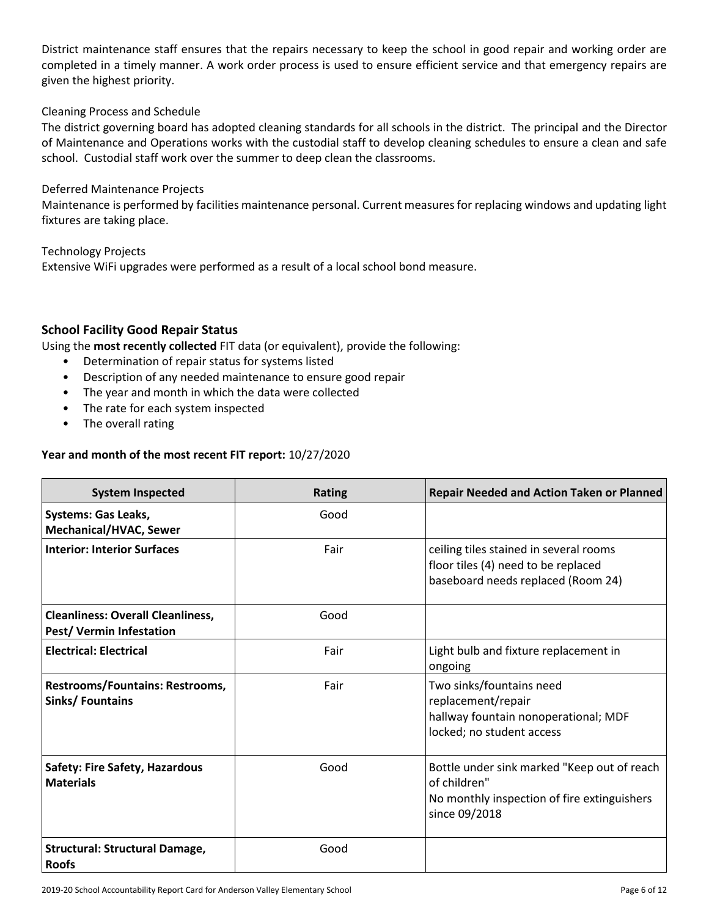District maintenance staff ensures that the repairs necessary to keep the school in good repair and working order are completed in a timely manner. A work order process is used to ensure efficient service and that emergency repairs are given the highest priority.

Cleaning Process and Schedule

The district governing board has adopted cleaning standards for all schools in the district. The principal and the Director of Maintenance and Operations works with the custodial staff to develop cleaning schedules to ensure a clean and safe school. Custodial staff work over the summer to deep clean the classrooms.

Deferred Maintenance Projects

Maintenance is performed by facilities maintenance personal. Current measures for replacing windows and updating light fixtures are taking place.

Technology Projects

Extensive WiFi upgrades were performed as a result of a local school bond measure.

### School Facility Good Repair Status

Using the **most recently collected** FIT data (or equivalent), provide the following:

- Determination of repair status for systems listed
- Description of any needed maintenance to ensure good repair
- The year and month in which the data were collected
- The rate for each system inspected
- The overall rating

**Year and month of the most recent FIT report:** 10/27/2020

| System Inspected | Rating | Repair Needed and Action Taken or Planned |
|---|---|---|
| **Systems: Gas Leaks, Mechanical/HVAC, Sewer** | Good | |
| **Interior: Interior Surfaces** | Fair | ceiling tiles stained in several rooms<br>floor tiles (4) need to be replaced<br>baseboard needs replaced (Room 24) |
| **Cleanliness: Overall Cleanliness, Pest/ Vermin Infestation** | Good | |
| **Electrical: Electrical** | Fair | Light bulb and fixture replacement in ongoing |
| **Restrooms/Fountains: Restrooms, Sinks/ Fountains** | Fair | Two sinks/fountains need replacement/repair<br>hallway fountain nonoperational; MDF locked; no student access |
| **Safety: Fire Safety, Hazardous Materials** | Good | Bottle under sink marked "Keep out of reach of children"<br>No monthly inspection of fire extinguishers since 09/2018 |
| **Structural: Structural Damage, Roofs** | Good | |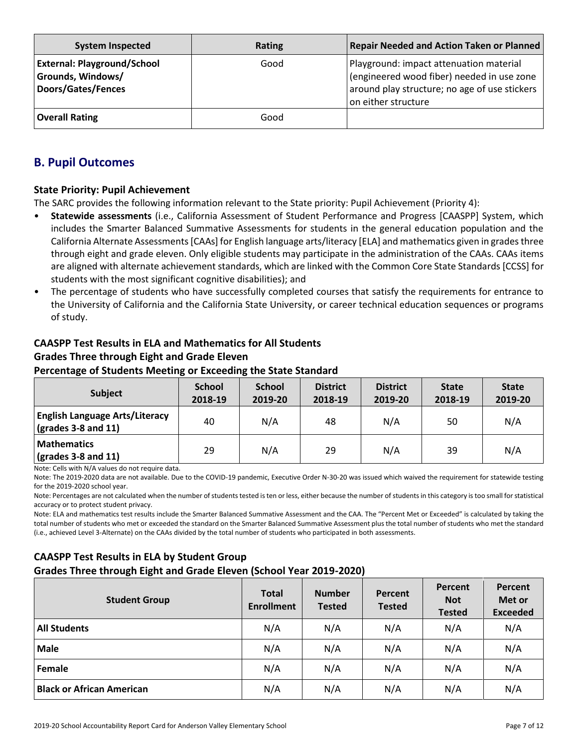| System Inspected | Rating | Repair Needed and Action Taken or Planned |
|---|---|---|
| **External: Playground/School Grounds, Windows/ Doors/Gates/Fences** | Good | Playground: impact attenuation material (engineered wood fiber) needed in use zone around play structure; no age of use stickers on either structure |
| **Overall Rating** | Good | |

## B. Pupil Outcomes

### State Priority: Pupil Achievement

The SARC provides the following information relevant to the State priority: Pupil Achievement (Priority 4):

- **Statewide assessments** (i.e., California Assessment of Student Performance and Progress [CAASPP] System, which includes the Smarter Balanced Summative Assessments for students in the general education population and the California Alternate Assessments [CAAs] for English language arts/literacy [ELA] and mathematics given in grades three through eight and grade eleven. Only eligible students may participate in the administration of the CAAs. CAAs items are aligned with alternate achievement standards, which are linked with the Common Core State Standards [CCSS] for students with the most significant cognitive disabilities); and
- The percentage of students who have successfully completed courses that satisfy the requirements for entrance to the University of California and the California State University, or career technical education sequences or programs of study.

### CAASPP Test Results in ELA and Mathematics for All Students
### Grades Three through Eight and Grade Eleven
### Percentage of Students Meeting or Exceeding the State Standard

| Subject | School 2018-19 | School 2019-20 | District 2018-19 | District 2019-20 | State 2018-19 | State 2019-20 |
|---|---|---|---|---|---|---|
| **English Language Arts/Literacy (grades 3-8 and 11)** | 40 | N/A | 48 | N/A | 50 | N/A |
| **Mathematics (grades 3-8 and 11)** | 29 | N/A | 29 | N/A | 39 | N/A |

Note: Cells with N/A values do not require data.

Note: The 2019-2020 data are not available. Due to the COVID-19 pandemic, Executive Order N-30-20 was issued which waived the requirement for statewide testing for the 2019-2020 school year.

Note: Percentages are not calculated when the number of students tested is ten or less, either because the number of students in this category is too small for statistical accuracy or to protect student privacy.

Note: ELA and mathematics test results include the Smarter Balanced Summative Assessment and the CAA. The "Percent Met or Exceeded" is calculated by taking the total number of students who met or exceeded the standard on the Smarter Balanced Summative Assessment plus the total number of students who met the standard (i.e., achieved Level 3-Alternate) on the CAAs divided by the total number of students who participated in both assessments.

### CAASPP Test Results in ELA by Student Group
### Grades Three through Eight and Grade Eleven (School Year 2019-2020)

| Student Group | Total Enrollment | Number Tested | Percent Tested | Percent Not Tested | Percent Met or Exceeded |
|---|---|---|---|---|---|
| **All Students** | N/A | N/A | N/A | N/A | N/A |
| **Male** | N/A | N/A | N/A | N/A | N/A |
| **Female** | N/A | N/A | N/A | N/A | N/A |
| **Black or African American** | N/A | N/A | N/A | N/A | N/A |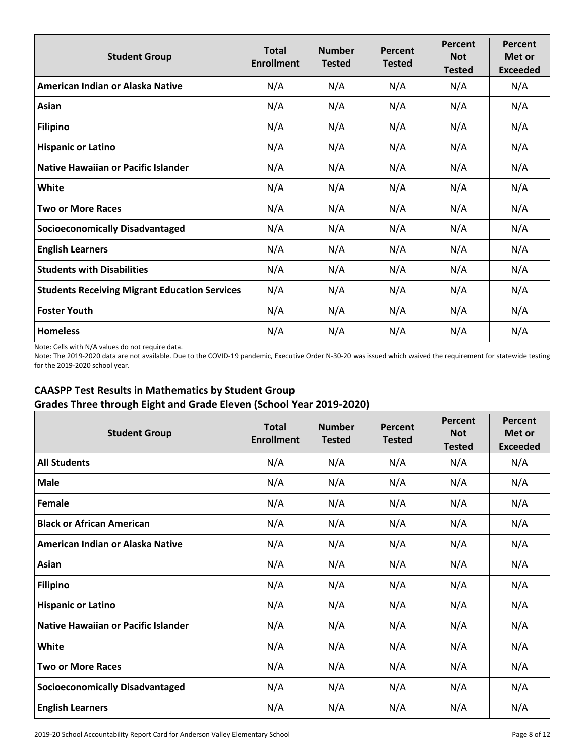| Student Group | Total Enrollment | Number Tested | Percent Tested | Percent Not Tested | Percent Met or Exceeded |
|---|---|---|---|---|---|
| American Indian or Alaska Native | N/A | N/A | N/A | N/A | N/A |
| Asian | N/A | N/A | N/A | N/A | N/A |
| Filipino | N/A | N/A | N/A | N/A | N/A |
| Hispanic or Latino | N/A | N/A | N/A | N/A | N/A |
| Native Hawaiian or Pacific Islander | N/A | N/A | N/A | N/A | N/A |
| White | N/A | N/A | N/A | N/A | N/A |
| Two or More Races | N/A | N/A | N/A | N/A | N/A |
| Socioeconomically Disadvantaged | N/A | N/A | N/A | N/A | N/A |
| English Learners | N/A | N/A | N/A | N/A | N/A |
| Students with Disabilities | N/A | N/A | N/A | N/A | N/A |
| Students Receiving Migrant Education Services | N/A | N/A | N/A | N/A | N/A |
| Foster Youth | N/A | N/A | N/A | N/A | N/A |
| Homeless | N/A | N/A | N/A | N/A | N/A |

Note: Cells with N/A values do not require data.

Note: The 2019-2020 data are not available. Due to the COVID-19 pandemic, Executive Order N-30-20 was issued which waived the requirement for statewide testing for the 2019-2020 school year.

## CAASPP Test Results in Mathematics by Student Group
## Grades Three through Eight and Grade Eleven (School Year 2019-2020)

| Student Group | Total Enrollment | Number Tested | Percent Tested | Percent Not Tested | Percent Met or Exceeded |
|---|---|---|---|---|---|
| All Students | N/A | N/A | N/A | N/A | N/A |
| Male | N/A | N/A | N/A | N/A | N/A |
| Female | N/A | N/A | N/A | N/A | N/A |
| Black or African American | N/A | N/A | N/A | N/A | N/A |
| American Indian or Alaska Native | N/A | N/A | N/A | N/A | N/A |
| Asian | N/A | N/A | N/A | N/A | N/A |
| Filipino | N/A | N/A | N/A | N/A | N/A |
| Hispanic or Latino | N/A | N/A | N/A | N/A | N/A |
| Native Hawaiian or Pacific Islander | N/A | N/A | N/A | N/A | N/A |
| White | N/A | N/A | N/A | N/A | N/A |
| Two or More Races | N/A | N/A | N/A | N/A | N/A |
| Socioeconomically Disadvantaged | N/A | N/A | N/A | N/A | N/A |
| English Learners | N/A | N/A | N/A | N/A | N/A |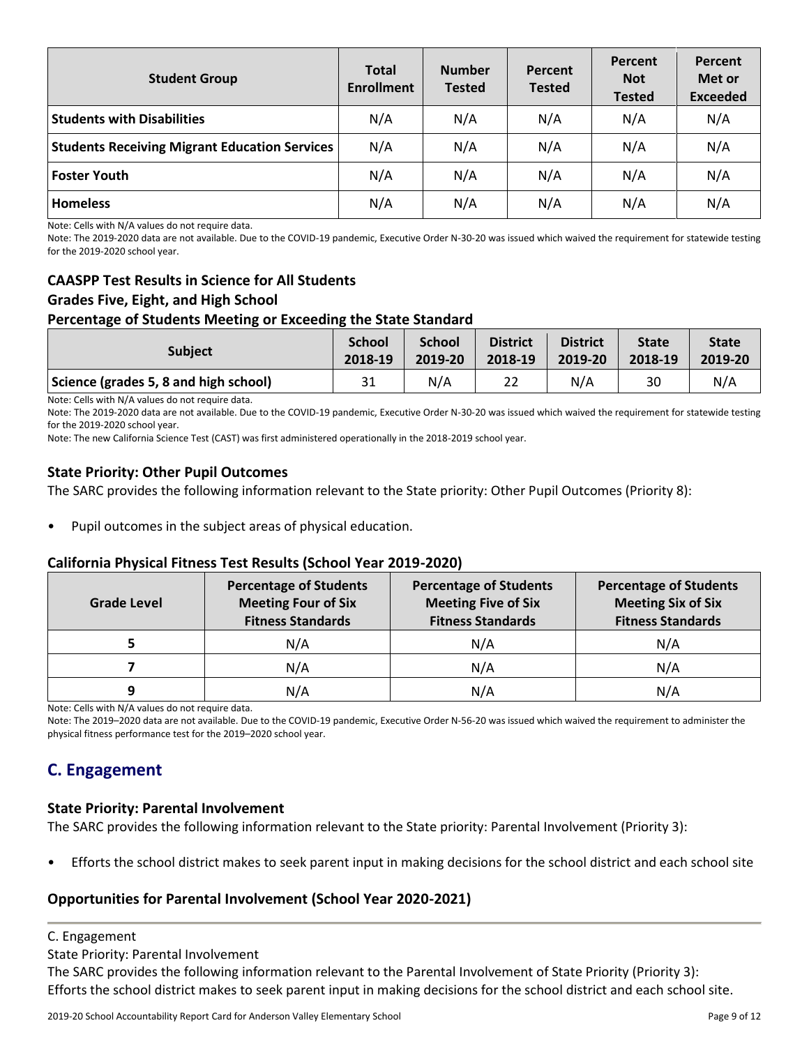| Student Group | Total Enrollment | Number Tested | Percent Tested | Percent Not Tested | Percent Met or Exceeded |
|---|---|---|---|---|---|
| **Students with Disabilities** | N/A | N/A | N/A | N/A | N/A |
| **Students Receiving Migrant Education Services** | N/A | N/A | N/A | N/A | N/A |
| **Foster Youth** | N/A | N/A | N/A | N/A | N/A |
| **Homeless** | N/A | N/A | N/A | N/A | N/A |

Note: Cells with N/A values do not require data.

Note: The 2019-2020 data are not available. Due to the COVID-19 pandemic, Executive Order N-30-20 was issued which waived the requirement for statewide testing for the 2019-2020 school year.

### CAASPP Test Results in Science for All Students
### Grades Five, Eight, and High School
### Percentage of Students Meeting or Exceeding the State Standard

| Subject | School 2018-19 | School 2019-20 | District 2018-19 | District 2019-20 | State 2018-19 | State 2019-20 |
|---|---|---|---|---|---|---|
| **Science (grades 5, 8 and high school)** | 31 | N/A | 22 | N/A | 30 | N/A |

Note: Cells with N/A values do not require data.

Note: The 2019-2020 data are not available. Due to the COVID-19 pandemic, Executive Order N-30-20 was issued which waived the requirement for statewide testing for the 2019-2020 school year.

Note: The new California Science Test (CAST) was first administered operationally in the 2018-2019 school year.

### State Priority: Other Pupil Outcomes

The SARC provides the following information relevant to the State priority: Other Pupil Outcomes (Priority 8):

- Pupil outcomes in the subject areas of physical education.

### California Physical Fitness Test Results (School Year 2019-2020)

| Grade Level | Percentage of Students Meeting Four of Six Fitness Standards | Percentage of Students Meeting Five of Six Fitness Standards | Percentage of Students Meeting Six of Six Fitness Standards |
|---|---|---|---|
| **5** | N/A | N/A | N/A |
| **7** | N/A | N/A | N/A |
| **9** | N/A | N/A | N/A |

Note: Cells with N/A values do not require data.

Note: The 2019–2020 data are not available. Due to the COVID-19 pandemic, Executive Order N-56-20 was issued which waived the requirement to administer the physical fitness performance test for the 2019–2020 school year.

## C. Engagement

### State Priority: Parental Involvement

The SARC provides the following information relevant to the State priority: Parental Involvement (Priority 3):

- Efforts the school district makes to seek parent input in making decisions for the school district and each school site

### Opportunities for Parental Involvement (School Year 2020-2021)

C. Engagement

State Priority: Parental Involvement

The SARC provides the following information relevant to the Parental Involvement of State Priority (Priority 3):

Efforts the school district makes to seek parent input in making decisions for the school district and each school site.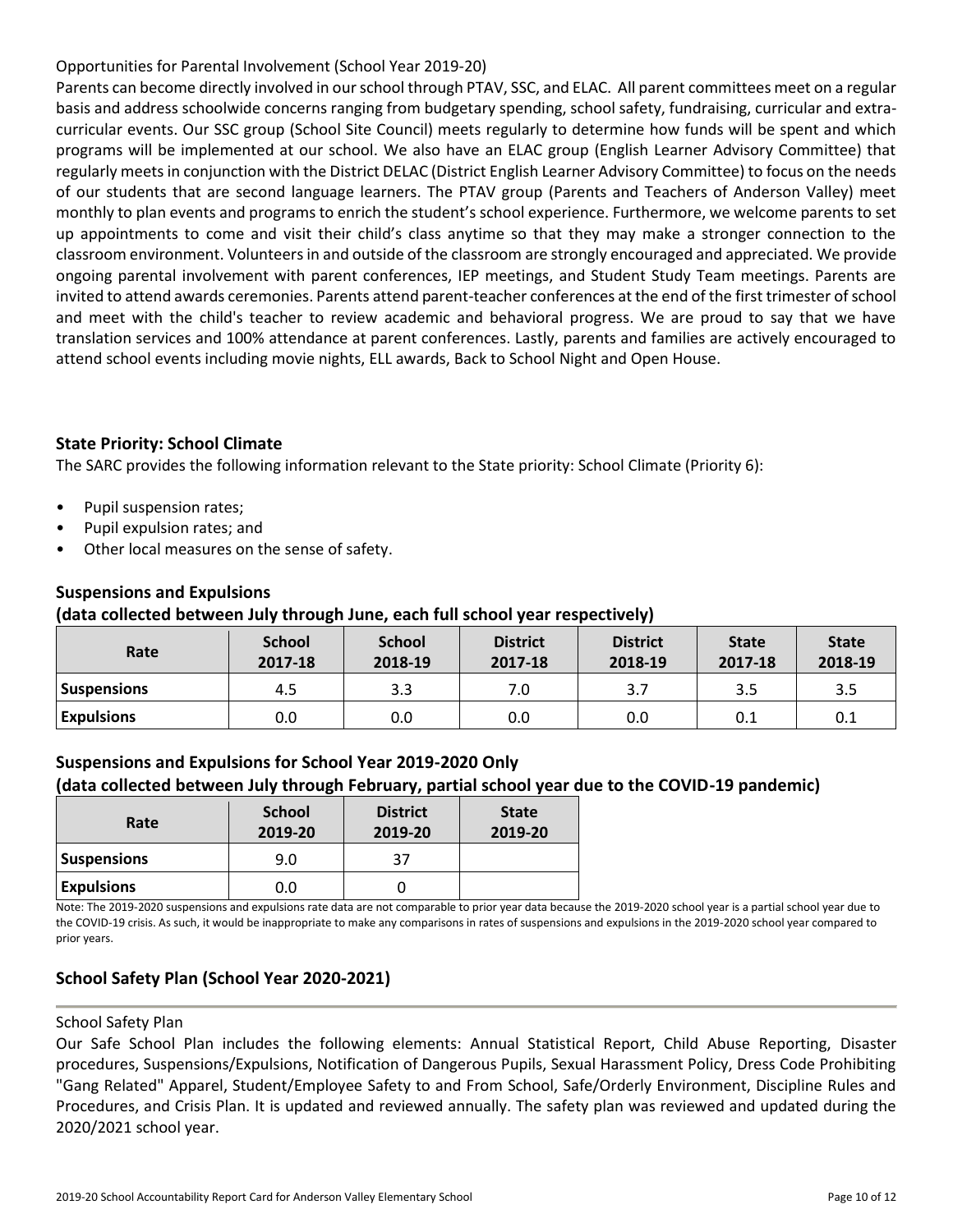Opportunities for Parental Involvement (School Year 2019-20)

Parents can become directly involved in our school through PTAV, SSC, and ELAC. All parent committees meet on a regular basis and address schoolwide concerns ranging from budgetary spending, school safety, fundraising, curricular and extra-curricular events. Our SSC group (School Site Council) meets regularly to determine how funds will be spent and which programs will be implemented at our school. We also have an ELAC group (English Learner Advisory Committee) that regularly meets in conjunction with the District DELAC (District English Learner Advisory Committee) to focus on the needs of our students that are second language learners. The PTAV group (Parents and Teachers of Anderson Valley) meet monthly to plan events and programs to enrich the student's school experience. Furthermore, we welcome parents to set up appointments to come and visit their child's class anytime so that they may make a stronger connection to the classroom environment. Volunteers in and outside of the classroom are strongly encouraged and appreciated. We provide ongoing parental involvement with parent conferences, IEP meetings, and Student Study Team meetings. Parents are invited to attend awards ceremonies. Parents attend parent-teacher conferences at the end of the first trimester of school and meet with the child's teacher to review academic and behavioral progress. We are proud to say that we have translation services and 100% attendance at parent conferences. Lastly, parents and families are actively encouraged to attend school events including movie nights, ELL awards, Back to School Night and Open House.

## State Priority: School Climate

The SARC provides the following information relevant to the State priority: School Climate (Priority 6):

- Pupil suspension rates;
- Pupil expulsion rates; and
- Other local measures on the sense of safety.

### Suspensions and Expulsions
### (data collected between July through June, each full school year respectively)

| Rate | School 2017-18 | School 2018-19 | District 2017-18 | District 2018-19 | State 2017-18 | State 2018-19 |
|---|---|---|---|---|---|---|
| **Suspensions** | 4.5 | 3.3 | 7.0 | 3.7 | 3.5 | 3.5 |
| **Expulsions** | 0.0 | 0.0 | 0.0 | 0.0 | 0.1 | 0.1 |

### Suspensions and Expulsions for School Year 2019-2020 Only
### (data collected between July through February, partial school year due to the COVID-19 pandemic)

| Rate | School 2019-20 | District 2019-20 | State 2019-20 |
|---|---|---|---|
| **Suspensions** | 9.0 | 37 | |
| **Expulsions** | 0.0 | 0 | |

Note: The 2019-2020 suspensions and expulsions rate data are not comparable to prior year data because the 2019-2020 school year is a partial school year due to the COVID-19 crisis. As such, it would be inappropriate to make any comparisons in rates of suspensions and expulsions in the 2019-2020 school year compared to prior years.

## School Safety Plan (School Year 2020-2021)

School Safety Plan

Our Safe School Plan includes the following elements: Annual Statistical Report, Child Abuse Reporting, Disaster procedures, Suspensions/Expulsions, Notification of Dangerous Pupils, Sexual Harassment Policy, Dress Code Prohibiting "Gang Related" Apparel, Student/Employee Safety to and From School, Safe/Orderly Environment, Discipline Rules and Procedures, and Crisis Plan. It is updated and reviewed annually. The safety plan was reviewed and updated during the 2020/2021 school year.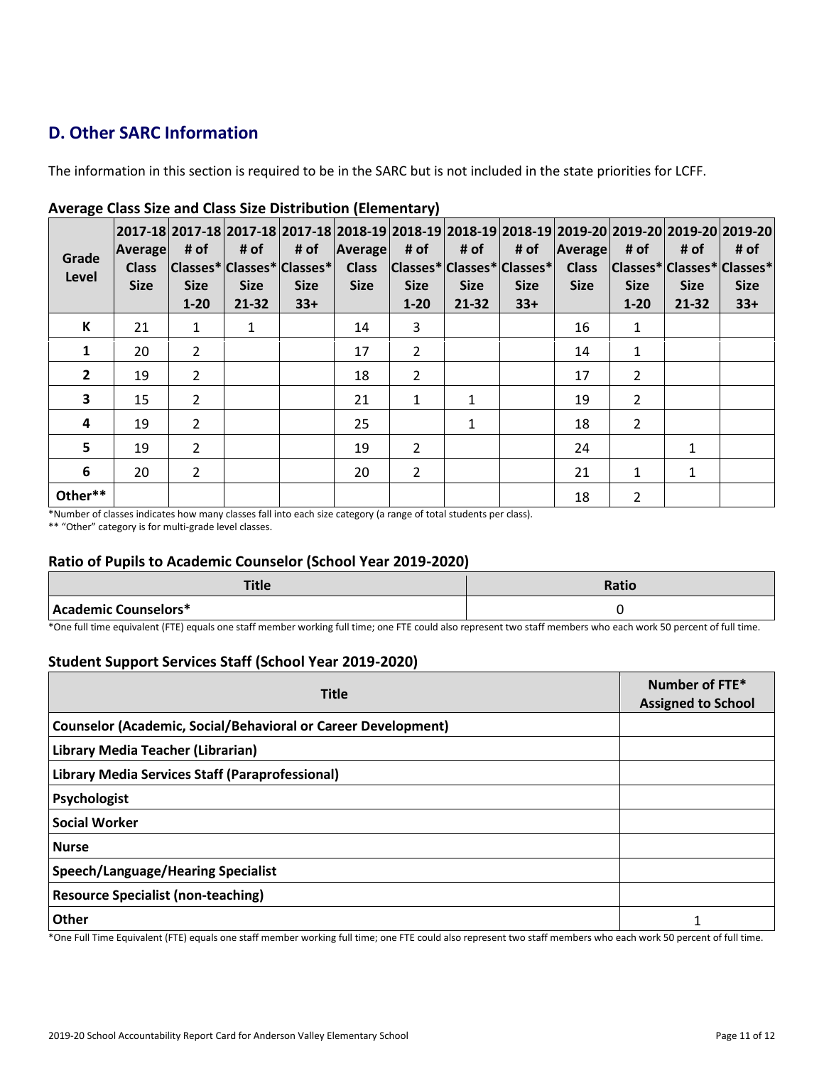## D. Other SARC Information

The information in this section is required to be in the SARC but is not included in the state priorities for LCFF.

### Average Class Size and Class Size Distribution (Elementary)

| Grade Level | 2017-18 Average Class Size | 2017-18 # of Classes* Size 1-20 | 2017-18 # of Classes* Size 21-32 | 2017-18 # of Classes* Size 33+ | 2018-19 Average Class Size | 2018-19 # of Classes* Size 1-20 | 2018-19 # of Classes* Size 21-32 | 2018-19 # of Classes* Size 33+ | 2019-20 Average Class Size | 2019-20 # of Classes* Size 1-20 | 2019-20 # of Classes* Size 21-32 | 2019-20 # of Classes* Size 33+ |
|---|---|---|---|---|---|---|---|---|---|---|---|---|
| K | 21 | 1 | 1 | | 14 | 3 | | | 16 | 1 | | |
| 1 | 20 | 2 | | | 17 | 2 | | | 14 | 1 | | |
| 2 | 19 | 2 | | | 18 | 2 | | | 17 | 2 | | |
| 3 | 15 | 2 | | | 21 | 1 | 1 | | 19 | 2 | | |
| 4 | 19 | 2 | | | 25 | | 1 | | 18 | 2 | | |
| 5 | 19 | 2 | | | 19 | 2 | | | 24 | | 1 | |
| 6 | 20 | 2 | | | 20 | 2 | | | 21 | 1 | 1 | |
| Other** | | | | | | | | | 18 | 2 | | |

*Number of classes indicates how many classes fall into each size category (a range of total students per class).

** "Other" category is for multi-grade level classes.

### Ratio of Pupils to Academic Counselor (School Year 2019-2020)

| Title | Ratio |
|---|---|
| Academic Counselors* | 0 |

*One full time equivalent (FTE) equals one staff member working full time; one FTE could also represent two staff members who each work 50 percent of full time.

### Student Support Services Staff (School Year 2019-2020)

| Title | Number of FTE* Assigned to School |
|---|---|
| Counselor (Academic, Social/Behavioral or Career Development) | |
| Library Media Teacher (Librarian) | |
| Library Media Services Staff (Paraprofessional) | |
| Psychologist | |
| Social Worker | |
| Nurse | |
| Speech/Language/Hearing Specialist | |
| Resource Specialist (non-teaching) | |
| Other | 1 |

*One Full Time Equivalent (FTE) equals one staff member working full time; one FTE could also represent two staff members who each work 50 percent of full time.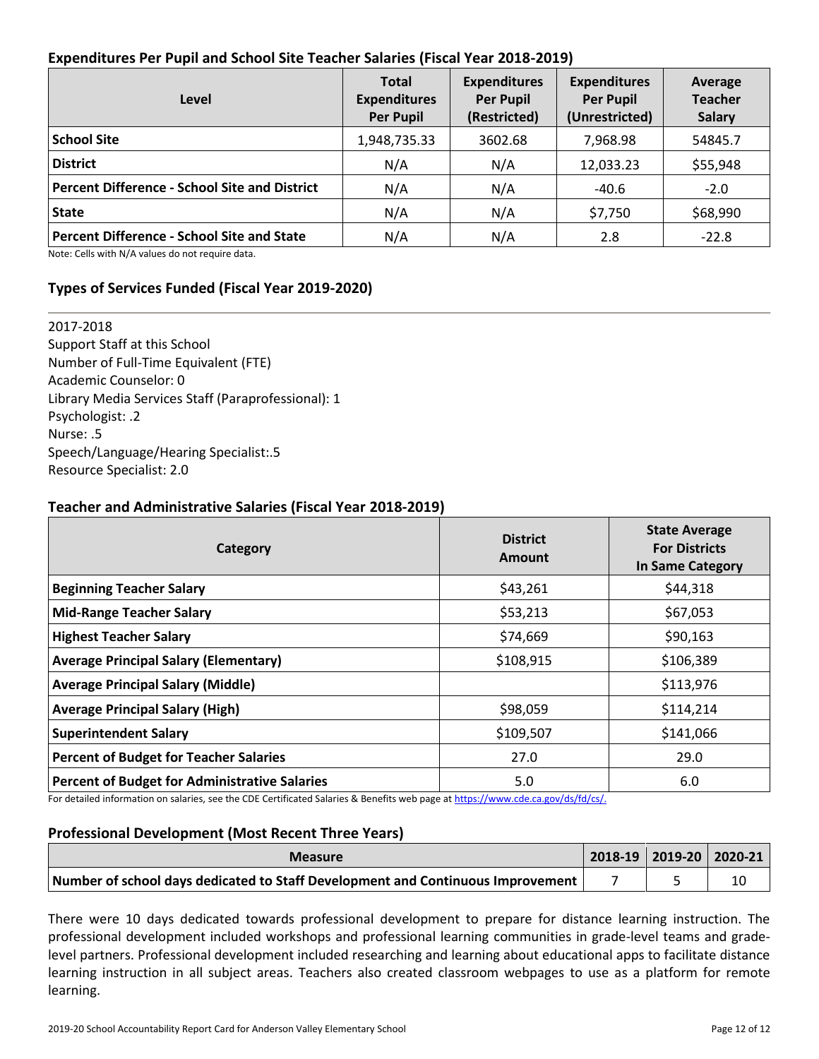### Expenditures Per Pupil and School Site Teacher Salaries (Fiscal Year 2018-2019)

| Level | Total Expenditures Per Pupil | Expenditures Per Pupil (Restricted) | Expenditures Per Pupil (Unrestricted) | Average Teacher Salary |
|---|---|---|---|---|
| **School Site** | 1,948,735.33 | 3602.68 | 7,968.98 | 54845.7 |
| **District** | N/A | N/A | 12,033.23 | $55,948 |
| **Percent Difference - School Site and District** | N/A | N/A | -40.6 | -2.0 |
| **State** | N/A | N/A | $7,750 | $68,990 |
| **Percent Difference - School Site and State** | N/A | N/A | 2.8 | -22.8 |

Note: Cells with N/A values do not require data.

### Types of Services Funded (Fiscal Year 2019-2020)

2017-2018
Support Staff at this School
Number of Full-Time Equivalent (FTE)
Academic Counselor: 0
Library Media Services Staff (Paraprofessional): 1
Psychologist: .2
Nurse: .5
Speech/Language/Hearing Specialist:.5
Resource Specialist: 2.0

### Teacher and Administrative Salaries (Fiscal Year 2018-2019)

| Category | District Amount | State Average For Districts In Same Category |
|---|---|---|
| **Beginning Teacher Salary** | $43,261 | $44,318 |
| **Mid-Range Teacher Salary** | $53,213 | $67,053 |
| **Highest Teacher Salary** | $74,669 | $90,163 |
| **Average Principal Salary (Elementary)** | $108,915 | $106,389 |
| **Average Principal Salary (Middle)** | | $113,976 |
| **Average Principal Salary (High)** | $98,059 | $114,214 |
| **Superintendent Salary** | $109,507 | $141,066 |
| **Percent of Budget for Teacher Salaries** | 27.0 | 29.0 |
| **Percent of Budget for Administrative Salaries** | 5.0 | 6.0 |

For detailed information on salaries, see the CDE Certificated Salaries & Benefits web page at https://www.cde.ca.gov/ds/fd/cs/.

### Professional Development (Most Recent Three Years)

| Measure | 2018-19 | 2019-20 | 2020-21 |
|---|---|---|---|
| **Number of school days dedicated to Staff Development and Continuous Improvement** | 7 | 5 | 10 |

There were 10 days dedicated towards professional development to prepare for distance learning instruction. The professional development included workshops and professional learning communities in grade-level teams and grade-level partners. Professional development included researching and learning about educational apps to facilitate distance learning instruction in all subject areas. Teachers also created classroom webpages to use as a platform for remote learning.